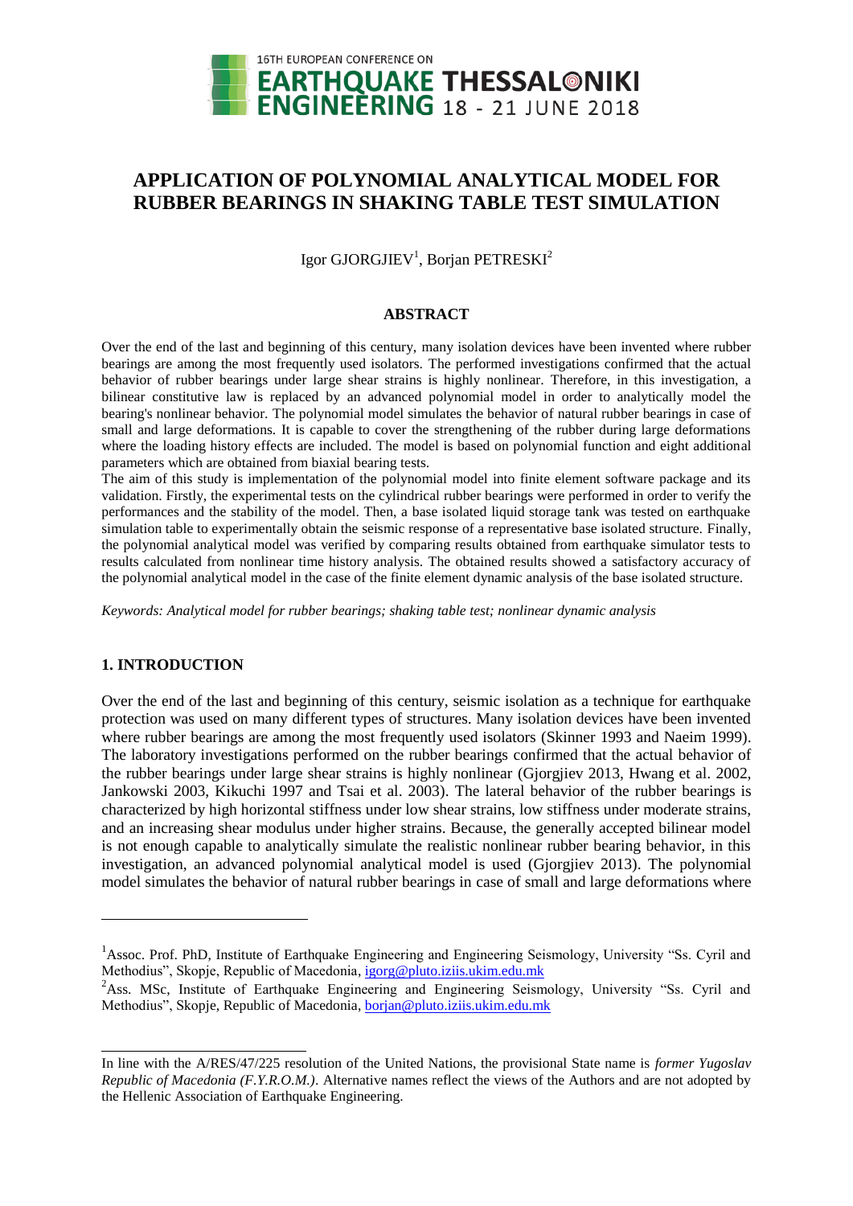16TH EUROPEAN CONFERENCE ON EARTHQUAKE ENGINEERING THESSALONIKI 18 - 21 JUNE 2018

# APPLICATION OF POLYNOMIAL ANALYTICAL MODEL FOR RUBBER BEARINGS IN SHAKING TABLE TEST SIMULATION

Igor GJORGJIEV[1], Borjan PETRESKI[2]

## ABSTRACT

Over the end of the last and beginning of this century, many isolation devices have been invented where rubber bearings are among the most frequently used isolators. The performed investigations confirmed that the actual behavior of rubber bearings under large shear strains is highly nonlinear. Therefore, in this investigation, a bilinear constitutive law is replaced by an advanced polynomial model in order to analytically model the bearing's nonlinear behavior. The polynomial model simulates the behavior of natural rubber bearings in case of small and large deformations. It is capable to cover the strengthening of the rubber during large deformations where the loading history effects are included. The model is based on polynomial function and eight additional parameters which are obtained from biaxial bearing tests.

The aim of this study is implementation of the polynomial model into finite element software package and its validation. Firstly, the experimental tests on the cylindrical rubber bearings were performed in order to verify the performances and the stability of the model. Then, a base isolated liquid storage tank was tested on earthquake simulation table to experimentally obtain the seismic response of a representative base isolated structure. Finally, the polynomial analytical model was verified by comparing results obtained from earthquake simulator tests to results calculated from nonlinear time history analysis. The obtained results showed a satisfactory accuracy of the polynomial analytical model in the case of the finite element dynamic analysis of the base isolated structure.

*Keywords: Analytical model for rubber bearings; shaking table test; nonlinear dynamic analysis*

## 1. INTRODUCTION

Over the end of the last and beginning of this century, seismic isolation as a technique for earthquake protection was used on many different types of structures. Many isolation devices have been invented where rubber bearings are among the most frequently used isolators (Skinner 1993 and Naeim 1999). The laboratory investigations performed on the rubber bearings confirmed that the actual behavior of the rubber bearings under large shear strains is highly nonlinear (Gjorgjiev 2013, Hwang et al. 2002, Jankowski 2003, Kikuchi 1997 and Tsai et al. 2003). The lateral behavior of the rubber bearings is characterized by high horizontal stiffness under low shear strains, low stiffness under moderate strains, and an increasing shear modulus under higher strains. Because, the generally accepted bilinear model is not enough capable to analytically simulate the realistic nonlinear rubber bearing behavior, in this investigation, an advanced polynomial analytical model is used (Gjorgjiev 2013). The polynomial model simulates the behavior of natural rubber bearings in case of small and large deformations where

---

[1]Assoc. Prof. PhD, Institute of Earthquake Engineering and Engineering Seismology, University "Ss. Cyril and Methodius", Skopje, Republic of Macedonia, igorg@pluto.iziis.ukim.edu.mk

[2]Ass. MSc, Institute of Earthquake Engineering and Engineering Seismology, University "Ss. Cyril and Methodius", Skopje, Republic of Macedonia, borjan@pluto.iziis.ukim.edu.mk

---

In line with the A/RES/47/225 resolution of the United Nations, the provisional State name is *former Yugoslav Republic of Macedonia (F.Y.R.O.M.)*. Alternative names reflect the views of the Authors and are not adopted by the Hellenic Association of Earthquake Engineering.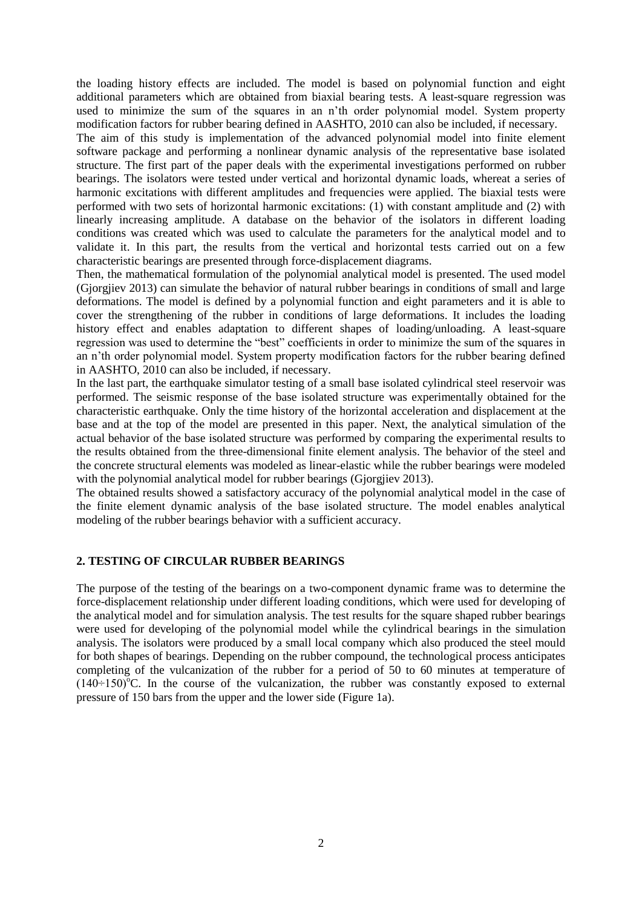the loading history effects are included. The model is based on polynomial function and eight additional parameters which are obtained from biaxial bearing tests. A least-square regression was used to minimize the sum of the squares in an n'th order polynomial model. System property modification factors for rubber bearing defined in AASHTO, 2010 can also be included, if necessary.

The aim of this study is implementation of the advanced polynomial model into finite element software package and performing a nonlinear dynamic analysis of the representative base isolated structure. The first part of the paper deals with the experimental investigations performed on rubber bearings. The isolators were tested under vertical and horizontal dynamic loads, whereat a series of harmonic excitations with different amplitudes and frequencies were applied. The biaxial tests were performed with two sets of horizontal harmonic excitations: (1) with constant amplitude and (2) with linearly increasing amplitude. A database on the behavior of the isolators in different loading conditions was created which was used to calculate the parameters for the analytical model and to validate it. In this part, the results from the vertical and horizontal tests carried out on a few characteristic bearings are presented through force-displacement diagrams.

Then, the mathematical formulation of the polynomial analytical model is presented. The used model (Gjorgjiev 2013) can simulate the behavior of natural rubber bearings in conditions of small and large deformations. The model is defined by a polynomial function and eight parameters and it is able to cover the strengthening of the rubber in conditions of large deformations. It includes the loading history effect and enables adaptation to different shapes of loading/unloading. A least-square regression was used to determine the "best" coefficients in order to minimize the sum of the squares in an n'th order polynomial model. System property modification factors for the rubber bearing defined in AASHTO, 2010 can also be included, if necessary.

In the last part, the earthquake simulator testing of a small base isolated cylindrical steel reservoir was performed. The seismic response of the base isolated structure was experimentally obtained for the characteristic earthquake. Only the time history of the horizontal acceleration and displacement at the base and at the top of the model are presented in this paper. Next, the analytical simulation of the actual behavior of the base isolated structure was performed by comparing the experimental results to the results obtained from the three-dimensional finite element analysis. The behavior of the steel and the concrete structural elements was modeled as linear-elastic while the rubber bearings were modeled with the polynomial analytical model for rubber bearings (Gjorgjiev 2013).

The obtained results showed a satisfactory accuracy of the polynomial analytical model in the case of the finite element dynamic analysis of the base isolated structure. The model enables analytical modeling of the rubber bearings behavior with a sufficient accuracy.

## 2. TESTING OF CIRCULAR RUBBER BEARINGS

The purpose of the testing of the bearings on a two-component dynamic frame was to determine the force-displacement relationship under different loading conditions, which were used for developing of the analytical model and for simulation analysis. The test results for the square shaped rubber bearings were used for developing of the polynomial model while the cylindrical bearings in the simulation analysis. The isolators were produced by a small local company which also produced the steel mould for both shapes of bearings. Depending on the rubber compound, the technological process anticipates completing of the vulcanization of the rubber for a period of 50 to 60 minutes at temperature of $(140 \div 150)^{o}$C. In the course of the vulcanization, the rubber was constantly exposed to external pressure of 150 bars from the upper and the lower side (Figure 1a).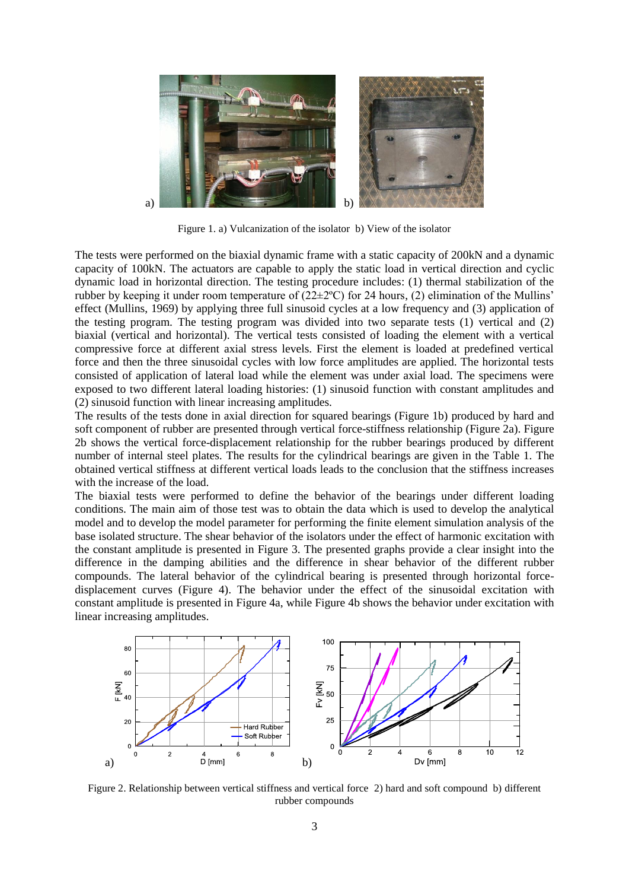Figure 1. a) Vulcanization of the isolator b) View of the isolator

The tests were performed on the biaxial dynamic frame with a static capacity of 200kN and a dynamic capacity of 100kN. The actuators are capable to apply the static load in vertical direction and cyclic dynamic load in horizontal direction. The testing procedure includes: (1) thermal stabilization of the rubber by keeping it under room temperature of (22±2ºC) for 24 hours, (2) elimination of the Mullins' effect (Mullins, 1969) by applying three full sinusoid cycles at a low frequency and (3) application of the testing program. The testing program was divided into two separate tests (1) vertical and (2) biaxial (vertical and horizontal). The vertical tests consisted of loading the element with a vertical compressive force at different axial stress levels. First the element is loaded at predefined vertical force and then the three sinusoidal cycles with low force amplitudes are applied. The horizontal tests consisted of application of lateral load while the element was under axial load. The specimens were exposed to two different lateral loading histories: (1) sinusoid function with constant amplitudes and (2) sinusoid function with linear increasing amplitudes.

The results of the tests done in axial direction for squared bearings (Figure 1b) produced by hard and soft component of rubber are presented through vertical force-stiffness relationship (Figure 2a). Figure 2b shows the vertical force-displacement relationship for the rubber bearings produced by different number of internal steel plates. The results for the cylindrical bearings are given in the Table 1. The obtained vertical stiffness at different vertical loads leads to the conclusion that the stiffness increases with the increase of the load.

The biaxial tests were performed to define the behavior of the bearings under different loading conditions. The main aim of those test was to obtain the data which is used to develop the analytical model and to develop the model parameter for performing the finite element simulation analysis of the base isolated structure. The shear behavior of the isolators under the effect of harmonic excitation with the constant amplitude is presented in Figure 3. The presented graphs provide a clear insight into the difference in the damping abilities and the difference in shear behavior of the different rubber compounds. The lateral behavior of the cylindrical bearing is presented through horizontal force-displacement curves (Figure 4). The behavior under the effect of the sinusoidal excitation with constant amplitude is presented in Figure 4a, while Figure 4b shows the behavior under excitation with linear increasing amplitudes.

Figure 2. Relationship between vertical stiffness and vertical force 2) hard and soft compound b) different rubber compounds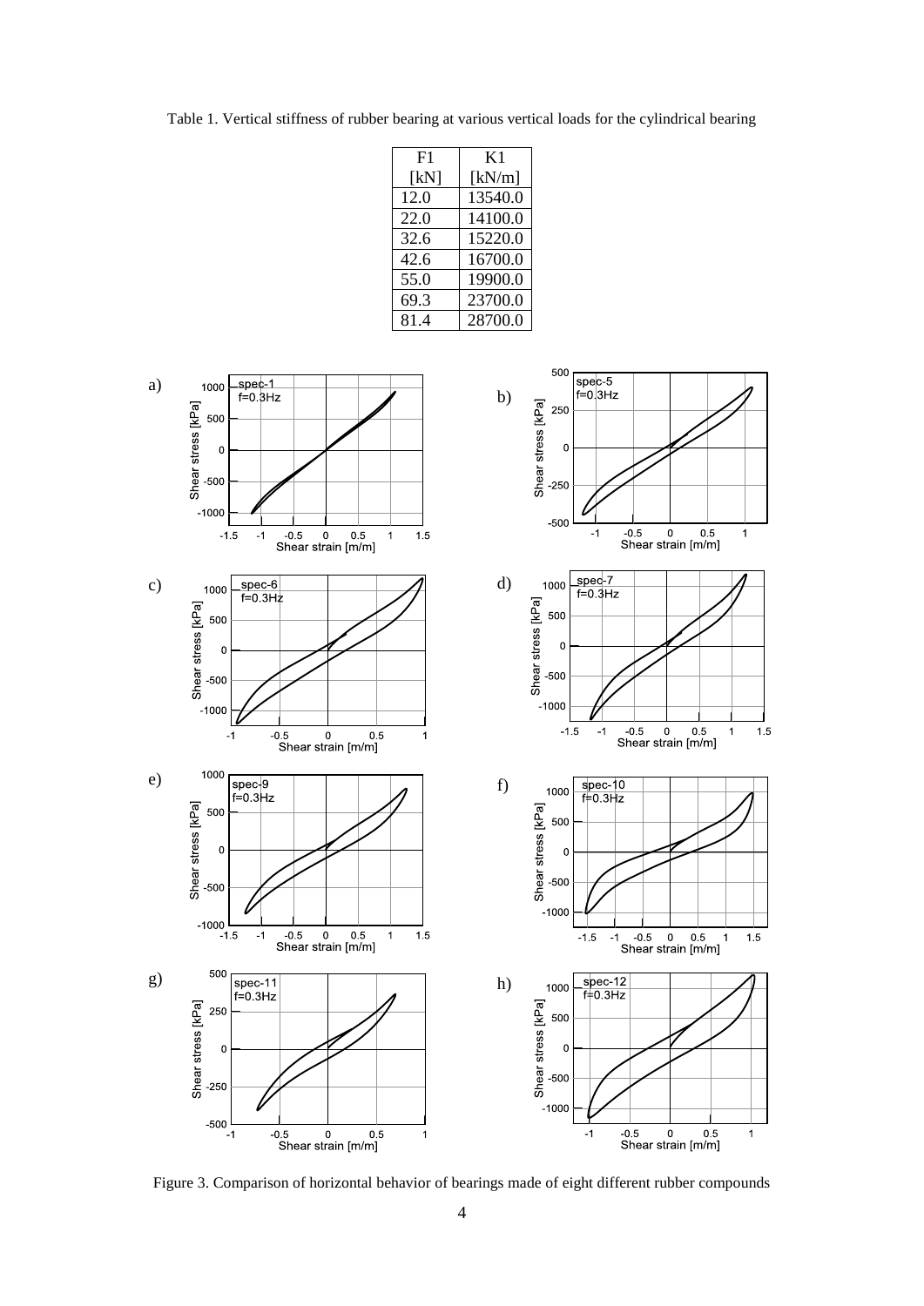Table 1. Vertical stiffness of rubber bearing at various vertical loads for the cylindrical bearing

| F1 [kN] | K1 [kN/m] |
|---|---|
| 12.0 | 13540.0 |
| 22.0 | 14100.0 |
| 32.6 | 15220.0 |
| 42.6 | 16700.0 |
| 55.0 | 19900.0 |
| 69.3 | 23700.0 |
| 81.4 | 28700.0 |

Figure 3. Comparison of horizontal behavior of bearings made of eight different rubber compounds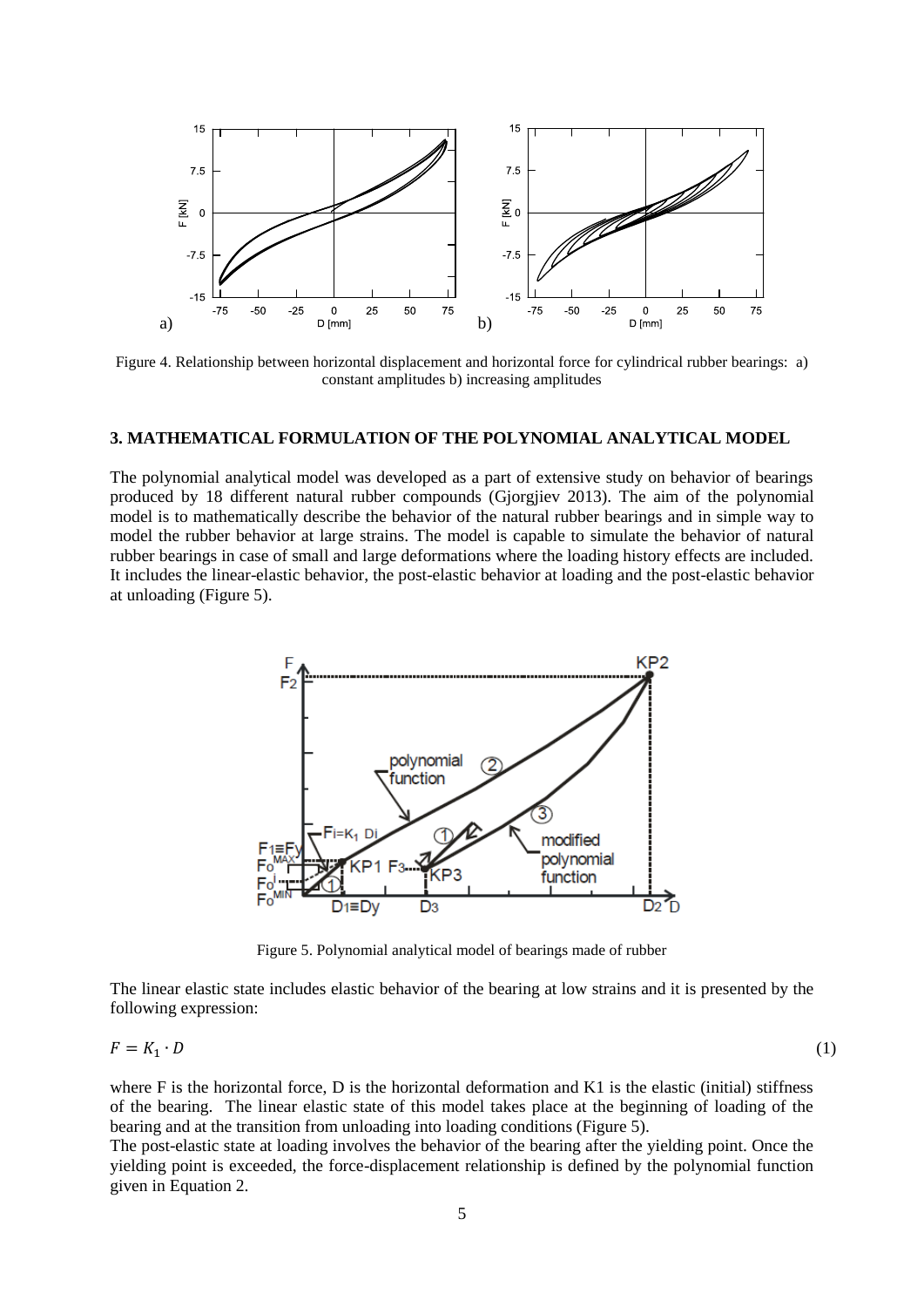Figure 4. Relationship between horizontal displacement and horizontal force for cylindrical rubber bearings: a) constant amplitudes b) increasing amplitudes

## 3. MATHEMATICAL FORMULATION OF THE POLYNOMIAL ANALYTICAL MODEL

The polynomial analytical model was developed as a part of extensive study on behavior of bearings produced by 18 different natural rubber compounds (Gjorgjiev 2013). The aim of the polynomial model is to mathematically describe the behavior of the natural rubber bearings and in simple way to model the rubber behavior at large strains. The model is capable to simulate the behavior of natural rubber bearings in case of small and large deformations where the loading history effects are included. It includes the linear-elastic behavior, the post-elastic behavior at loading and the post-elastic behavior at unloading (Figure 5).

Figure 5. Polynomial analytical model of bearings made of rubber

The linear elastic state includes elastic behavior of the bearing at low strains and it is presented by the following expression:

$$F = K_1 \cdot D \tag{1}$$

where F is the horizontal force, D is the horizontal deformation and K1 is the elastic (initial) stiffness of the bearing. The linear elastic state of this model takes place at the beginning of loading of the bearing and at the transition from unloading into loading conditions (Figure 5).

The post-elastic state at loading involves the behavior of the bearing after the yielding point. Once the yielding point is exceeded, the force-displacement relationship is defined by the polynomial function given in Equation 2.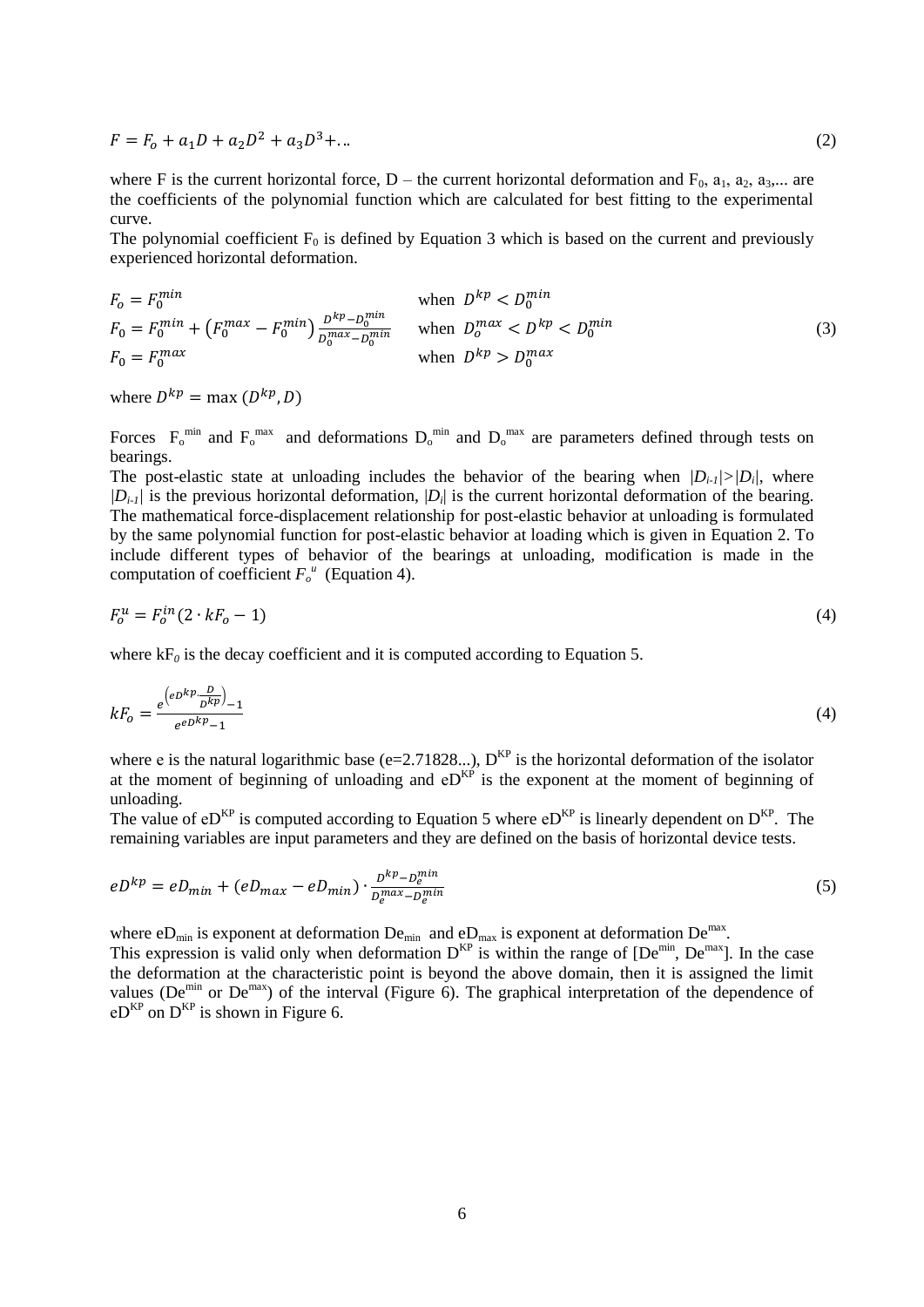$$F = F_o + a_1 D + a_2 D^2 + a_3 D^3 + \ldots \tag{2}$$

where F is the current horizontal force, D – the current horizontal deformation and $F_0$, $a_1$, $a_2$, $a_3$,... are the coefficients of the polynomial function which are calculated for best fitting to the experimental curve.

The polynomial coefficient $F_0$ is defined by Equation 3 which is based on the current and previously experienced horizontal deformation.

$$\begin{aligned}
&F_o = F_0^{min} && \text{when } D^{kp} < D_0^{min} \\
&F_0 = F_0^{min} + \left(F_0^{max} - F_0^{min}\right)\frac{D^{kp} - D_0^{min}}{D_0^{max} - D_0^{min}} && \text{when } D_o^{max} < D^{kp} < D_0^{min} \\
&F_0 = F_0^{max} && \text{when } D^{kp} > D_0^{max}
\end{aligned} \tag{3}$$

where $D^{kp} = \max\left(D^{kp}, D\right)$

Forces $F_o^{min}$ and $F_o^{max}$ and deformations $D_o^{min}$ and $D_o^{max}$ are parameters defined through tests on bearings.

The post-elastic state at unloading includes the behavior of the bearing when $|D_{i-1}|>|D_i|$, where $|D_{i-1}|$ is the previous horizontal deformation, $|D_i|$ is the current horizontal deformation of the bearing. The mathematical force-displacement relationship for post-elastic behavior at unloading is formulated by the same polynomial function for post-elastic behavior at loading which is given in Equation 2. To include different types of behavior of the bearings at unloading, modification is made in the computation of coefficient $F_o^u$ (Equation 4).

$$F_o^u = F_o^{in}\left(2 \cdot kF_o - 1\right) \tag{4}$$

where $kF_0$ is the decay coefficient and it is computed according to Equation 5.

$$kF_o = \frac{e^{\left(eD^{kp}\frac{D}{D^{kp}}\right)} - 1}{e^{eD^{kp}} - 1} \tag{4}$$

where e is the natural logarithmic base (e=2.71828...), $D^{KP}$ is the horizontal deformation of the isolator at the moment of beginning of unloading and $eD^{KP}$ is the exponent at the moment of beginning of unloading.

The value of $eD^{KP}$ is computed according to Equation 5 where $eD^{KP}$ is linearly dependent on $D^{KP}$. The remaining variables are input parameters and they are defined on the basis of horizontal device tests.

$$eD^{kp} = eD_{min} + \left(eD_{max} - eD_{min}\right) \cdot \frac{D^{kp} - D_e^{min}}{D_e^{max} - D_e^{min}} \tag{5}$$

where $eD_{min}$ is exponent at deformation $De_{min}$ and $eD_{max}$ is exponent at deformation $De^{max}$.

This expression is valid only when deformation $D^{KP}$ is within the range of [$De^{min}$, $De^{max}$]. In the case the deformation at the characteristic point is beyond the above domain, then it is assigned the limit values ($De^{min}$ or $De^{max}$) of the interval (Figure 6). The graphical interpretation of the dependence of $eD^{KP}$ on $D^{KP}$ is shown in Figure 6.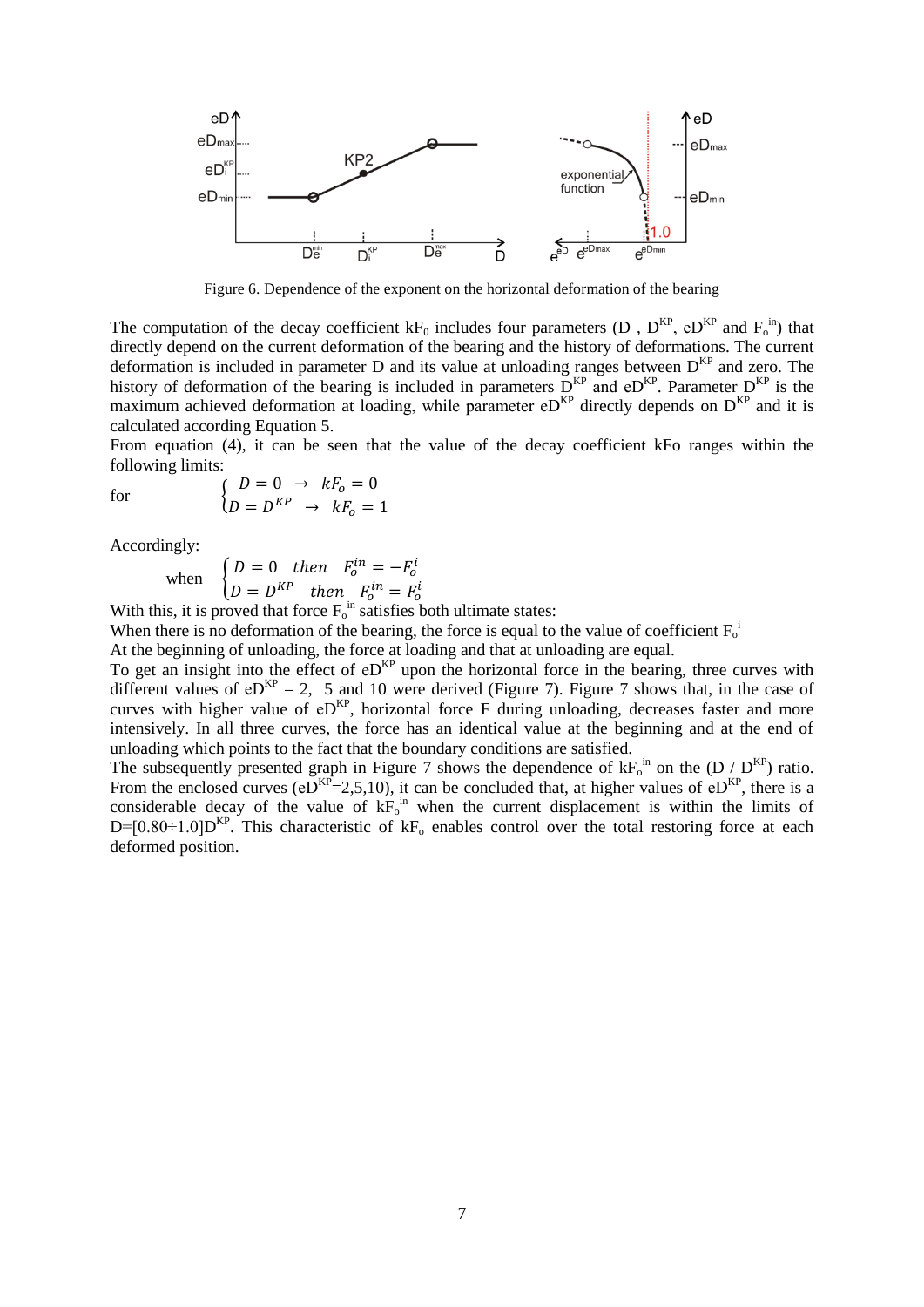Figure 6. Dependence of the exponent on the horizontal deformation of the bearing

The computation of the decay coefficient $kF_0$ includes four parameters ($D$ , $D^{KP}$, $eD^{KP}$ and $F_o^{in}$) that directly depend on the current deformation of the bearing and the history of deformations. The current deformation is included in parameter $D$ and its value at unloading ranges between $D^{KP}$ and zero. The history of deformation of the bearing is included in parameters $D^{KP}$ and $eD^{KP}$. Parameter $D^{KP}$ is the maximum achieved deformation at loading, while parameter $eD^{KP}$ directly depends on $D^{KP}$ and it is calculated according Equation 5.

From equation (4), it can be seen that the value of the decay coefficient kFo ranges within the following limits:

$$\text{for} \qquad \begin{cases} D = 0 \;\; \rightarrow \;\; kF_o = 0 \\ D = D^{KP} \;\; \rightarrow \;\; kF_o = 1 \end{cases}$$

Accordingly:

$$\text{when} \quad \begin{cases} D = 0 \quad then \quad F_o^{in} = -F_o^i \\ D = D^{KP} \quad then \quad F_o^{in} = F_o^i \end{cases}$$

With this, it is proved that force $F_o^{in}$ satisfies both ultimate states:

When there is no deformation of the bearing, the force is equal to the value of coefficient $F_o^i$

At the beginning of unloading, the force at loading and that at unloading are equal.

To get an insight into the effect of $eD^{KP}$ upon the horizontal force in the bearing, three curves with different values of $eD^{KP}$ = 2, 5 and 10 were derived (Figure 7). Figure 7 shows that, in the case of curves with higher value of $eD^{KP}$, horizontal force F during unloading, decreases faster and more intensively. In all three curves, the force has an identical value at the beginning and at the end of unloading which points to the fact that the boundary conditions are satisfied.

The subsequently presented graph in Figure 7 shows the dependence of $kF_o^{in}$ on the ($D$ / $D^{KP}$) ratio. From the enclosed curves ($eD^{KP}$=2,5,10), it can be concluded that, at higher values of $eD^{KP}$, there is a considerable decay of the value of $kF_o^{in}$ when the current displacement is within the limits of $D$=[0.80÷1.0]$D^{KP}$. This characteristic of $kF_o$ enables control over the total restoring force at each deformed position.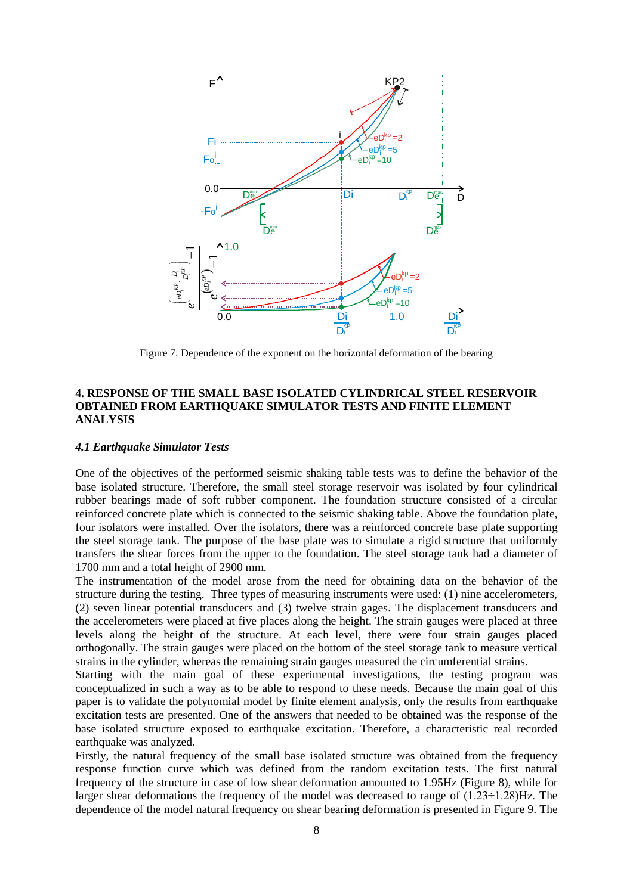Figure 7. Dependence of the exponent on the horizontal deformation of the bearing

## 4. RESPONSE OF THE SMALL BASE ISOLATED CYLINDRICAL STEEL RESERVOIR OBTAINED FROM EARTHQUAKE SIMULATOR TESTS AND FINITE ELEMENT ANALYSIS

### *4.1 Earthquake Simulator Tests*

One of the objectives of the performed seismic shaking table tests was to define the behavior of the base isolated structure. Therefore, the small steel storage reservoir was isolated by four cylindrical rubber bearings made of soft rubber component. The foundation structure consisted of a circular reinforced concrete plate which is connected to the seismic shaking table. Above the foundation plate, four isolators were installed. Over the isolators, there was a reinforced concrete base plate supporting the steel storage tank. The purpose of the base plate was to simulate a rigid structure that uniformly transfers the shear forces from the upper to the foundation. The steel storage tank had a diameter of 1700 mm and a total height of 2900 mm.

The instrumentation of the model arose from the need for obtaining data on the behavior of the structure during the testing. Three types of measuring instruments were used: (1) nine accelerometers, (2) seven linear potential transducers and (3) twelve strain gages. The displacement transducers and the accelerometers were placed at five places along the height. The strain gauges were placed at three levels along the height of the structure. At each level, there were four strain gauges placed orthogonally. The strain gauges were placed on the bottom of the steel storage tank to measure vertical strains in the cylinder, whereas the remaining strain gauges measured the circumferential strains.

Starting with the main goal of these experimental investigations, the testing program was conceptualized in such a way as to be able to respond to these needs. Because the main goal of this paper is to validate the polynomial model by finite element analysis, only the results from earthquake excitation tests are presented. One of the answers that needed to be obtained was the response of the base isolated structure exposed to earthquake excitation. Therefore, a characteristic real recorded earthquake was analyzed.

Firstly, the natural frequency of the small base isolated structure was obtained from the frequency response function curve which was defined from the random excitation tests. The first natural frequency of the structure in case of low shear deformation amounted to 1.95Hz (Figure 8), while for larger shear deformations the frequency of the model was decreased to range of (1.23÷1.28)Hz. The dependence of the model natural frequency on shear bearing deformation is presented in Figure 9. The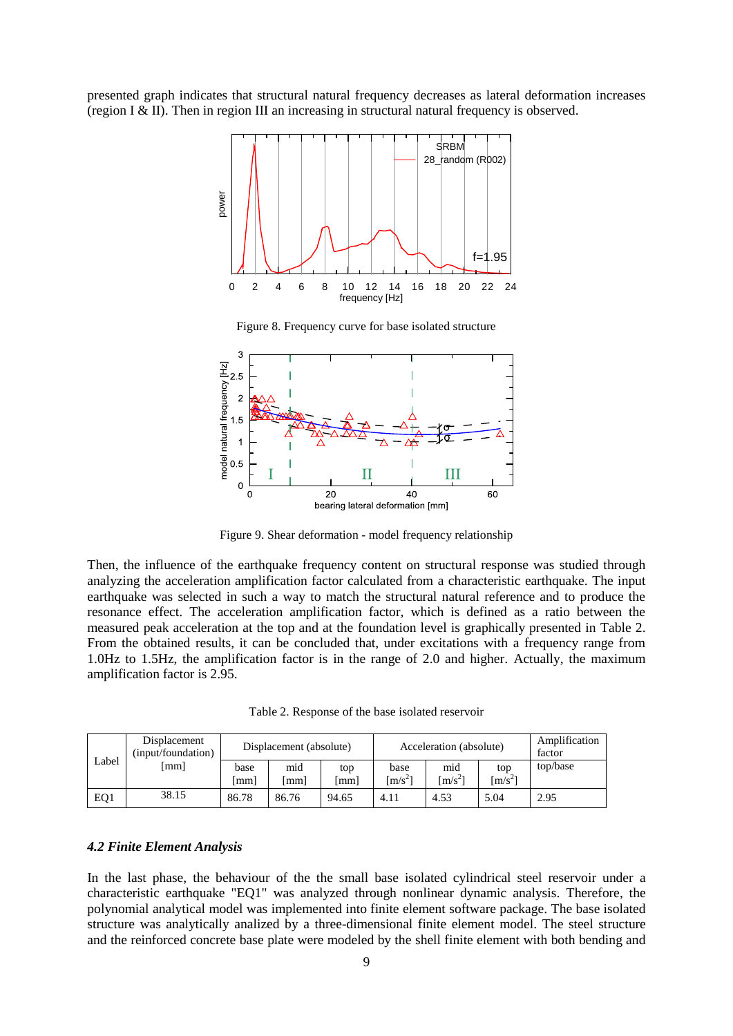presented graph indicates that structural natural frequency decreases as lateral deformation increases (region I & II). Then in region III an increasing in structural natural frequency is observed.

Figure 8. Frequency curve for base isolated structure

Figure 9. Shear deformation - model frequency relationship

Then, the influence of the earthquake frequency content on structural response was studied through analyzing the acceleration amplification factor calculated from a characteristic earthquake. The input earthquake was selected in such a way to match the structural natural reference and to produce the resonance effect. The acceleration amplification factor, which is defined as a ratio between the measured peak acceleration at the top and at the foundation level is graphically presented in Table 2. From the obtained results, it can be concluded that, under excitations with a frequency range from 1.0Hz to 1.5Hz, the amplification factor is in the range of 2.0 and higher. Actually, the maximum amplification factor is 2.95.

Table 2. Response of the base isolated reservoir

| Label | Displacement (input/foundation) [mm] | Displacement (absolute) | | | Acceleration (absolute) | | | Amplification factor |
|---|---|---|---|---|---|---|---|---|
| | | base [mm] | mid [mm] | top [mm] | base [$m/s^2$] | mid [$m/s^2$] | top [$m/s^2$] | top/base |
| EQ1 | 38.15 | 86.78 | 86.76 | 94.65 | 4.11 | 4.53 | 5.04 | 2.95 |

### *4.2 Finite Element Analysis*

In the last phase, the behaviour of the the small base isolated cylindrical steel reservoir under a characteristic earthquake "EQ1" was analyzed through nonlinear dynamic analysis. Therefore, the polynomial analytical model was implemented into finite element software package. The base isolated structure was analytically analized by a three-dimensional finite element model. The steel structure and the reinforced concrete base plate were modeled by the shell finite element with both bending and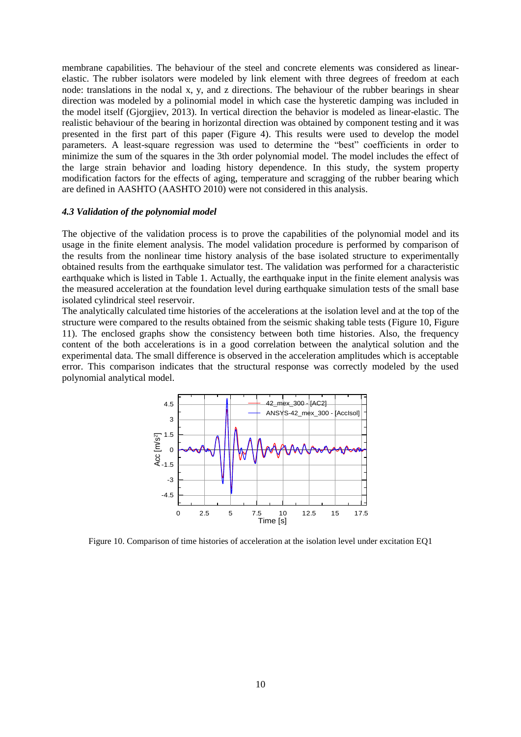membrane capabilities. The behaviour of the steel and concrete elements was considered as linear-elastic. The rubber isolators were modeled by link element with three degrees of freedom at each node: translations in the nodal x, y, and z directions. The behaviour of the rubber bearings in shear direction was modeled by a polinomial model in which case the hysteretic damping was included in the model itself (Gjorgjiev, 2013). In vertical direction the behavior is modeled as linear-elastic. The realistic behaviour of the bearing in horizontal direction was obtained by component testing and it was presented in the first part of this paper (Figure 4). This results were used to develop the model parameters. A least-square regression was used to determine the "best" coefficients in order to minimize the sum of the squares in the 3th order polynomial model. The model includes the effect of the large strain behavior and loading history dependence. In this study, the system property modification factors for the effects of aging, temperature and scragging of the rubber bearing which are defined in AASHTO (AASHTO 2010) were not considered in this analysis.

### *4.3 Validation of the polynomial model*

The objective of the validation process is to prove the capabilities of the polynomial model and its usage in the finite element analysis. The model validation procedure is performed by comparison of the results from the nonlinear time history analysis of the base isolated structure to experimentally obtained results from the earthquake simulator test. The validation was performed for a characteristic earthquake which is listed in Table 1. Actually, the earthquake input in the finite element analysis was the measured acceleration at the foundation level during earthquake simulation tests of the small base isolated cylindrical steel reservoir.

The analytically calculated time histories of the accelerations at the isolation level and at the top of the structure were compared to the results obtained from the seismic shaking table tests (Figure 10, Figure 11). The enclosed graphs show the consistency between both time histories. Also, the frequency content of the both accelerations is in a good correlation between the analytical solution and the experimental data. The small difference is observed in the acceleration amplitudes which is acceptable error. This comparison indicates that the structural response was correctly modeled by the used polynomial analytical model.

Figure 10. Comparison of time histories of acceleration at the isolation level under excitation EQ1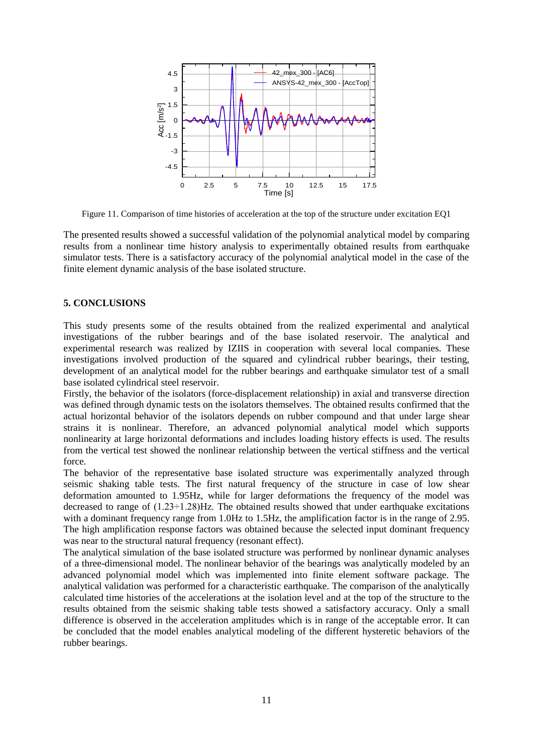Figure 11. Comparison of time histories of acceleration at the top of the structure under excitation EQ1

The presented results showed a successful validation of the polynomial analytical model by comparing results from a nonlinear time history analysis to experimentally obtained results from earthquake simulator tests. There is a satisfactory accuracy of the polynomial analytical model in the case of the finite element dynamic analysis of the base isolated structure.

## 5. CONCLUSIONS

This study presents some of the results obtained from the realized experimental and analytical investigations of the rubber bearings and of the base isolated reservoir. The analytical and experimental research was realized by IZIIS in cooperation with several local companies. These investigations involved production of the squared and cylindrical rubber bearings, their testing, development of an analytical model for the rubber bearings and earthquake simulator test of a small base isolated cylindrical steel reservoir.

Firstly, the behavior of the isolators (force-displacement relationship) in axial and transverse direction was defined through dynamic tests on the isolators themselves. The obtained results confirmed that the actual horizontal behavior of the isolators depends on rubber compound and that under large shear strains it is nonlinear. Therefore, an advanced polynomial analytical model which supports nonlinearity at large horizontal deformations and includes loading history effects is used. The results from the vertical test showed the nonlinear relationship between the vertical stiffness and the vertical force.

The behavior of the representative base isolated structure was experimentally analyzed through seismic shaking table tests. The first natural frequency of the structure in case of low shear deformation amounted to 1.95Hz, while for larger deformations the frequency of the model was decreased to range of (1.23÷1.28)Hz. The obtained results showed that under earthquake excitations with a dominant frequency range from 1.0Hz to 1.5Hz, the amplification factor is in the range of 2.95. The high amplification response factors was obtained because the selected input dominant frequency was near to the structural natural frequency (resonant effect).

The analytical simulation of the base isolated structure was performed by nonlinear dynamic analyses of a three-dimensional model. The nonlinear behavior of the bearings was analytically modeled by an advanced polynomial model which was implemented into finite element software package. The analytical validation was performed for a characteristic earthquake. The comparison of the analytically calculated time histories of the accelerations at the isolation level and at the top of the structure to the results obtained from the seismic shaking table tests showed a satisfactory accuracy. Only a small difference is observed in the acceleration amplitudes which is in range of the acceptable error. It can be concluded that the model enables analytical modeling of the different hysteretic behaviors of the rubber bearings.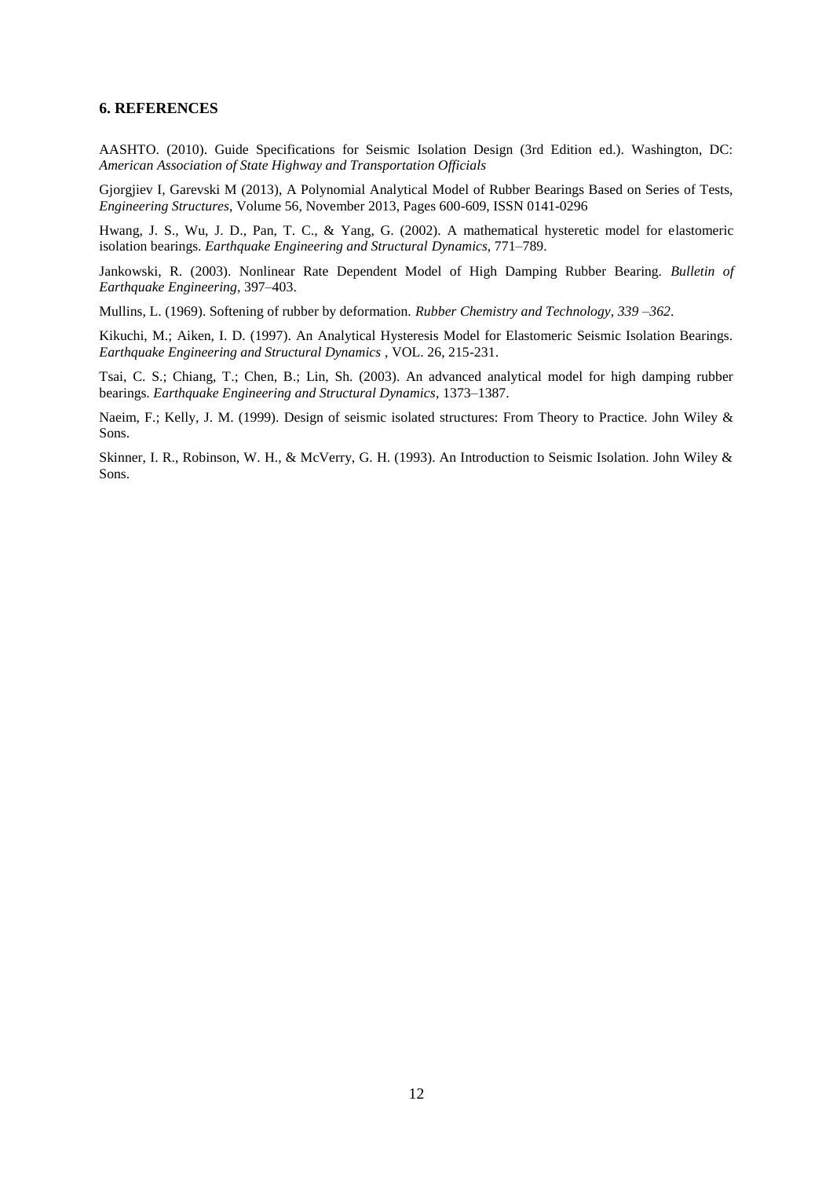## 6. REFERENCES

AASHTO. (2010). Guide Specifications for Seismic Isolation Design (3rd Edition ed.). Washington, DC: *American Association of State Highway and Transportation Officials*

Gjorgjiev I, Garevski M (2013), A Polynomial Analytical Model of Rubber Bearings Based on Series of Tests, *Engineering Structures*, Volume 56, November 2013, Pages 600-609, ISSN 0141-0296

Hwang, J. S., Wu, J. D., Pan, T. C., & Yang, G. (2002). A mathematical hysteretic model for elastomeric isolation bearings. *Earthquake Engineering and Structural Dynamics*, 771–789.

Jankowski, R. (2003). Nonlinear Rate Dependent Model of High Damping Rubber Bearing. *Bulletin of Earthquake Engineering*, 397–403.

Mullins, L. (1969). Softening of rubber by deformation. *Rubber Chemistry and Technology, 339 –362*.

Kikuchi, M.; Aiken, I. D. (1997). An Analytical Hysteresis Model for Elastomeric Seismic Isolation Bearings. *Earthquake Engineering and Structural Dynamics* , VOL. 26, 215-231.

Tsai, C. S.; Chiang, T.; Chen, B.; Lin, Sh. (2003). An advanced analytical model for high damping rubber bearings. *Earthquake Engineering and Structural Dynamics*, 1373–1387.

Naeim, F.; Kelly, J. M. (1999). Design of seismic isolated structures: From Theory to Practice. John Wiley & Sons.

Skinner, I. R., Robinson, W. H., & McVerry, G. H. (1993). An Introduction to Seismic Isolation. John Wiley & Sons.